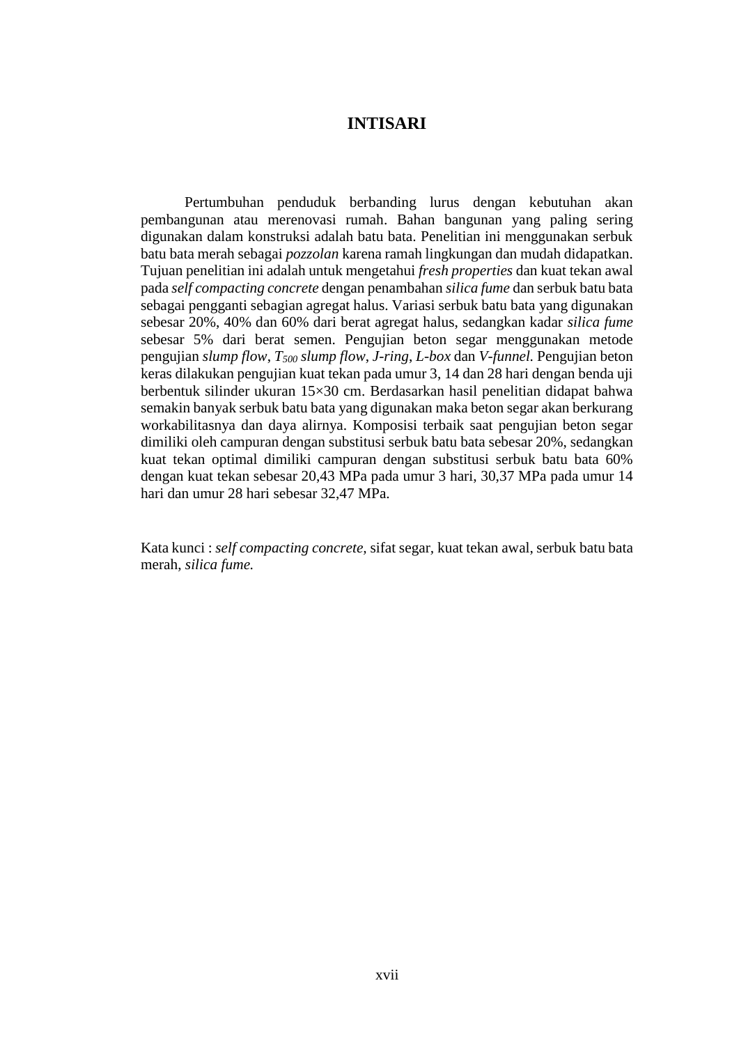# INTISARI

Pertumbuhan penduduk berbanding lurus dengan kebutuhan akan pembangunan atau merenovasi rumah. Bahan bangunan yang paling sering digunakan dalam konstruksi adalah batu bata. Penelitian ini menggunakan serbuk batu bata merah sebagai *pozzolan* karena ramah lingkungan dan mudah didapatkan. Tujuan penelitian ini adalah untuk mengetahui *fresh properties* dan kuat tekan awal pada *self compacting concrete* dengan penambahan *silica fume* dan serbuk batu bata sebagai pengganti sebagian agregat halus. Variasi serbuk batu bata yang digunakan sebesar 20%, 40% dan 60% dari berat agregat halus, sedangkan kadar *silica fume* sebesar 5% dari berat semen. Pengujian beton segar menggunakan metode pengujian *slump flow*, $T_{500}$ *slump flow*, *J-ring*, *L-box* dan *V-funnel*. Pengujian beton keras dilakukan pengujian kuat tekan pada umur 3, 14 dan 28 hari dengan benda uji berbentuk silinder ukuran 15×30 cm. Berdasarkan hasil penelitian didapat bahwa semakin banyak serbuk batu bata yang digunakan maka beton segar akan berkurang workabilitasnya dan daya alirnya. Komposisi terbaik saat pengujian beton segar dimiliki oleh campuran dengan substitusi serbuk batu bata sebesar 20%, sedangkan kuat tekan optimal dimiliki campuran dengan substitusi serbuk batu bata 60% dengan kuat tekan sebesar 20,43 MPa pada umur 3 hari, 30,37 MPa pada umur 14 hari dan umur 28 hari sebesar 32,47 MPa.

Kata kunci : *self compacting concrete,* sifat segar, kuat tekan awal, serbuk batu bata merah, *silica fume.*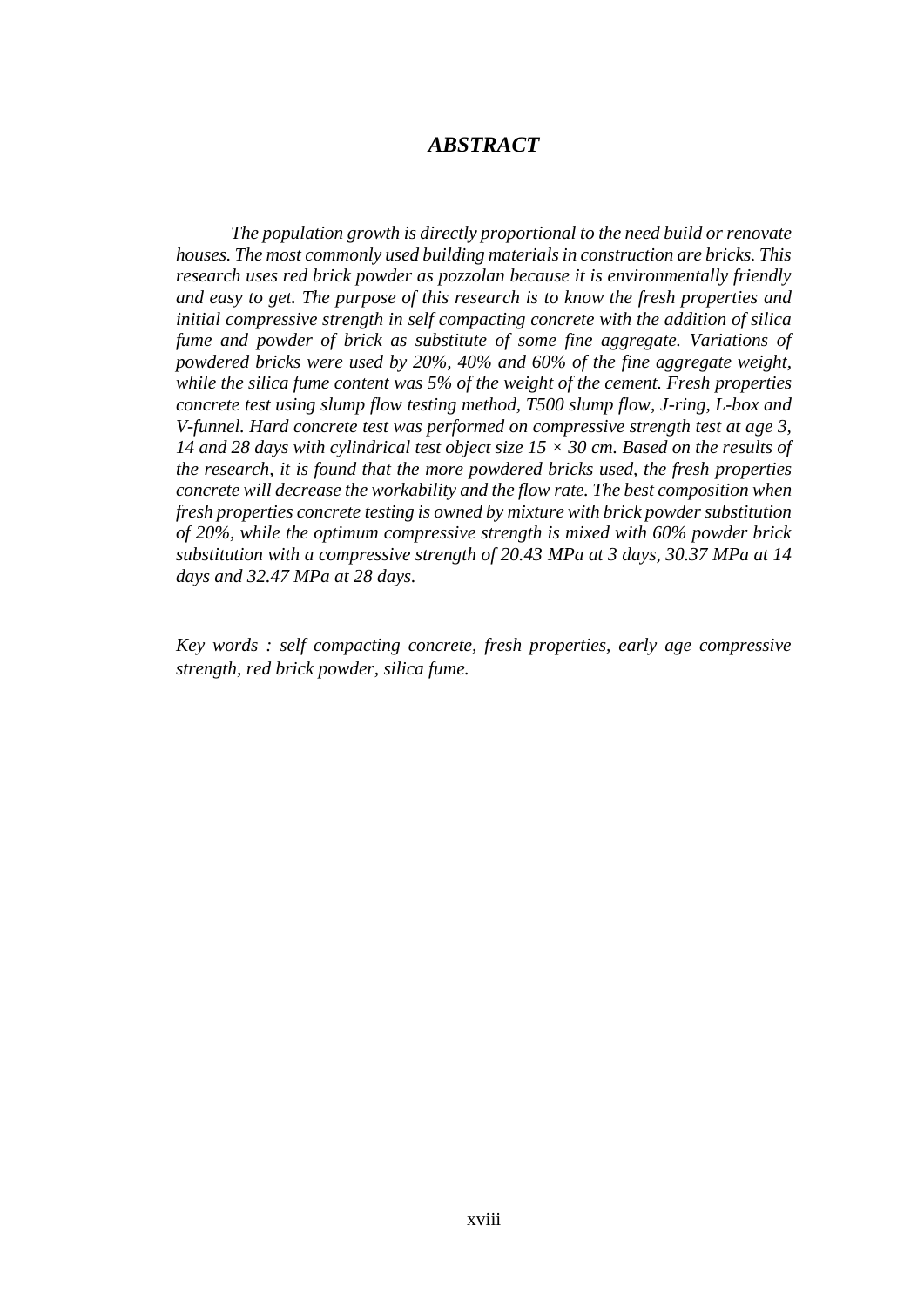# *ABSTRACT*

*The population growth is directly proportional to the need build or renovate houses. The most commonly used building materials in construction are bricks. This research uses red brick powder as pozzolan because it is environmentally friendly and easy to get. The purpose of this research is to know the fresh properties and initial compressive strength in self compacting concrete with the addition of silica fume and powder of brick as substitute of some fine aggregate. Variations of powdered bricks were used by 20%, 40% and 60% of the fine aggregate weight, while the silica fume content was 5% of the weight of the cement. Fresh properties concrete test using slump flow testing method, T500 slump flow, J-ring, L-box and V-funnel. Hard concrete test was performed on compressive strength test at age 3, 14 and 28 days with cylindrical test object size 15 × 30 cm. Based on the results of the research, it is found that the more powdered bricks used, the fresh properties concrete will decrease the workability and the flow rate. The best composition when fresh properties concrete testing is owned by mixture with brick powder substitution of 20%, while the optimum compressive strength is mixed with 60% powder brick substitution with a compressive strength of 20.43 MPa at 3 days, 30.37 MPa at 14 days and 32.47 MPa at 28 days.*

*Key words : self compacting concrete, fresh properties, early age compressive strength, red brick powder, silica fume.*